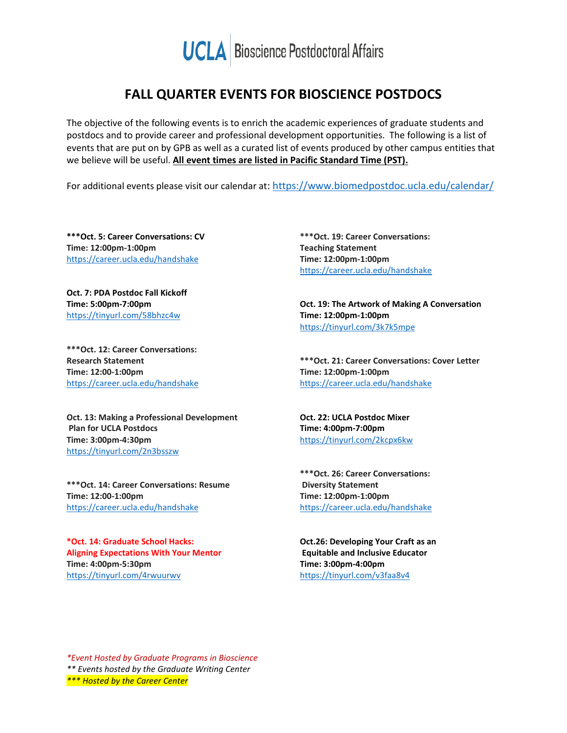UCLA | Bioscience Postdoctoral Affairs

# FALL QUARTER EVENTS FOR BIOSCIENCE POSTDOCS

The objective of the following events is to enrich the academic experiences of graduate students and postdocs and to provide career and professional development opportunities. The following is a list of events that are put on by GPB as well as a curated list of events produced by other campus entities that we believe will be useful. **All event times are listed in Pacific Standard Time (PST).**

For additional events please visit our calendar at: https://www.biomedpostdoc.ucla.edu/calendar/

**\*\*\*Oct. 5: Career Conversations: CV**
**Time: 12:00pm-1:00pm**
https://career.ucla.edu/handshake

**Oct. 7: PDA Postdoc Fall Kickoff**
**Time: 5:00pm-7:00pm**
https://tinyurl.com/58bhzc4w

**\*\*\*Oct. 12: Career Conversations: Research Statement**
**Time: 12:00-1:00pm**
https://career.ucla.edu/handshake

**Oct. 13: Making a Professional Development Plan for UCLA Postdocs**
**Time: 3:00pm-4:30pm**
https://tinyurl.com/2n3bsszw

**\*\*\*Oct. 14: Career Conversations: Resume**
**Time: 12:00-1:00pm**
https://career.ucla.edu/handshake

**\*Oct. 14: Graduate School Hacks: Aligning Expectations With Your Mentor**
**Time: 4:00pm-5:30pm**
https://tinyurl.com/4rwuurwv

**\*\*\*Oct. 19: Career Conversations: Teaching Statement**
**Time: 12:00pm-1:00pm**
https://career.ucla.edu/handshake

**Oct. 19: The Artwork of Making A Conversation**
**Time: 12:00pm-1:00pm**
https://tinyurl.com/3k7k5mpe

**\*\*\*Oct. 21: Career Conversations: Cover Letter**
**Time: 12:00pm-1:00pm**
https://career.ucla.edu/handshake

**Oct. 22: UCLA Postdoc Mixer**
**Time: 4:00pm-7:00pm**
https://tinyurl.com/2kcpx6kw

**\*\*\*Oct. 26: Career Conversations: Diversity Statement**
**Time: 12:00pm-1:00pm**
https://career.ucla.edu/handshake

**Oct.26: Developing Your Craft as an Equitable and Inclusive Educator**
**Time: 3:00pm-4:00pm**
https://tinyurl.com/v3faa8v4

*\*Event Hosted by Graduate Programs in Bioscience*
*\*\* Events hosted by the Graduate Writing Center*
*\*\*\* Hosted by the Career Center*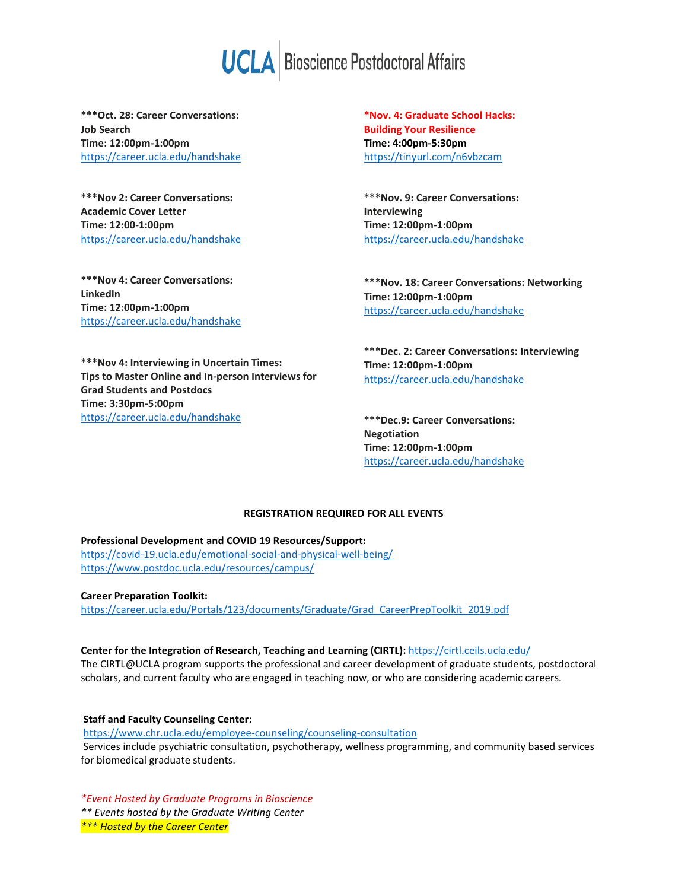**UCLA | Bioscience Postdoctoral Affairs**

**\*\*\*Oct. 28: Career Conversations: Job Search**
**Time: 12:00pm-1:00pm**
https://career.ucla.edu/handshake

**\*\*\*Nov 2: Career Conversations: Academic Cover Letter**
**Time: 12:00-1:00pm**
https://career.ucla.edu/handshake

**\*\*\*Nov 4: Career Conversations: LinkedIn**
**Time: 12:00pm-1:00pm**
https://career.ucla.edu/handshake

**\*\*\*Nov 4: Interviewing in Uncertain Times: Tips to Master Online and In-person Interviews for Grad Students and Postdocs**
**Time: 3:30pm-5:00pm**
https://career.ucla.edu/handshake

**\*Nov. 4: Graduate School Hacks: Building Your Resilience**
**Time: 4:00pm-5:30pm**
https://tinyurl.com/n6vbzcam

**\*\*\*Nov. 9: Career Conversations: Interviewing**
**Time: 12:00pm-1:00pm**
https://career.ucla.edu/handshake

**\*\*\*Nov. 18: Career Conversations: Networking**
**Time: 12:00pm-1:00pm**
https://career.ucla.edu/handshake

**\*\*\*Dec. 2: Career Conversations: Interviewing**
**Time: 12:00pm-1:00pm**
https://career.ucla.edu/handshake

**\*\*\*Dec.9: Career Conversations: Negotiation**
**Time: 12:00pm-1:00pm**
https://career.ucla.edu/handshake

**REGISTRATION REQUIRED FOR ALL EVENTS**

**Professional Development and COVID 19 Resources/Support:**
https://covid-19.ucla.edu/emotional-social-and-physical-well-being/
https://www.postdoc.ucla.edu/resources/campus/

**Career Preparation Toolkit:**
https://career.ucla.edu/Portals/123/documents/Graduate/Grad_CareerPrepToolkit_2019.pdf

**Center for the Integration of Research, Teaching and Learning (CIRTL):** https://cirtl.ceils.ucla.edu/
The CIRTL@UCLA program supports the professional and career development of graduate students, postdoctoral scholars, and current faculty who are engaged in teaching now, or who are considering academic careers.

**Staff and Faculty Counseling Center:**
https://www.chr.ucla.edu/employee-counseling/counseling-consultation
Services include psychiatric consultation, psychotherapy, wellness programming, and community based services for biomedical graduate students.

*\*Event Hosted by Graduate Programs in Bioscience*
*\*\* Events hosted by the Graduate Writing Center*
*\*\*\* Hosted by the Career Center*